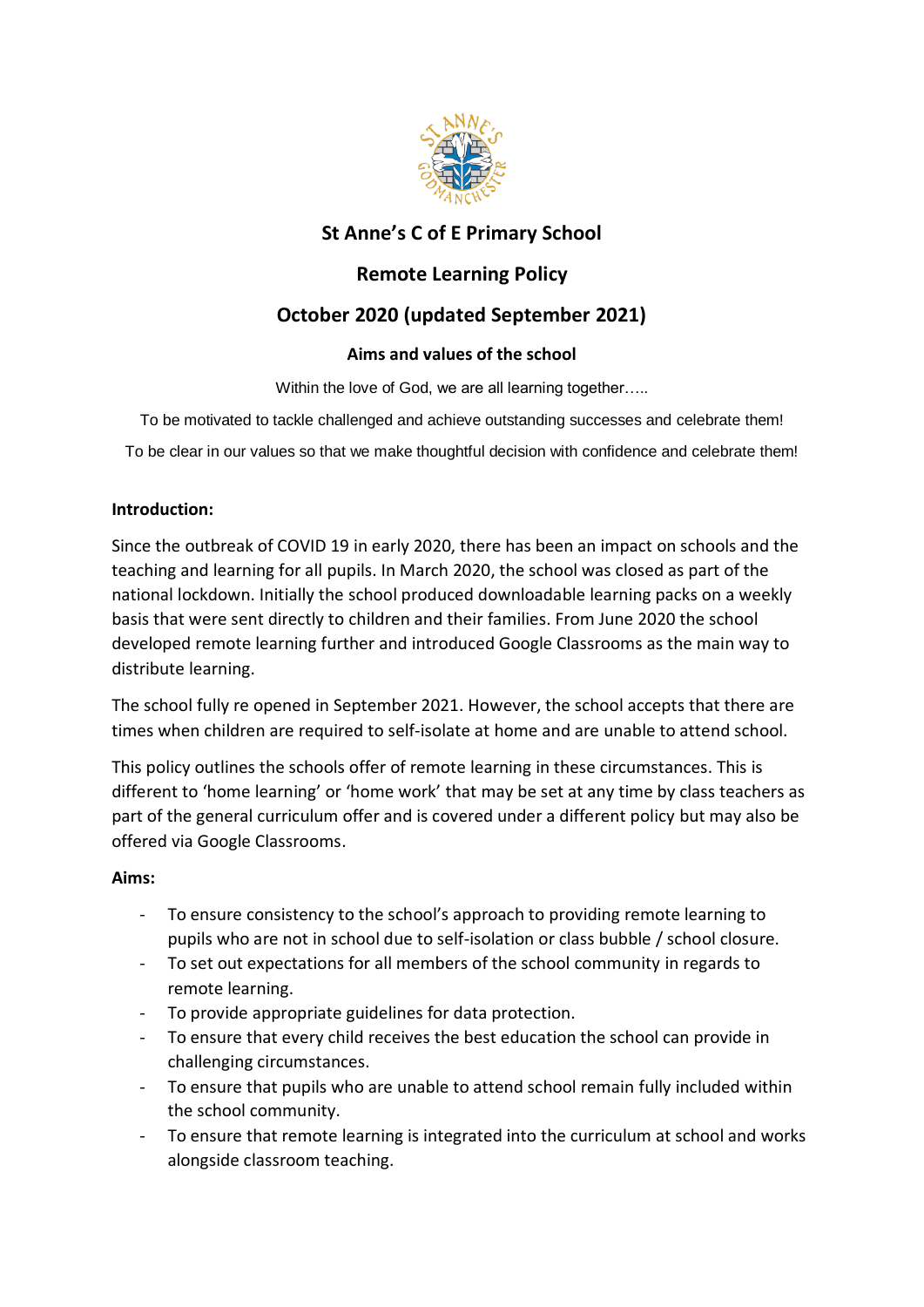# St Anne's C of E Primary School

## Remote Learning Policy

## October 2020 (updated September 2021)

### Aims and values of the school

Within the love of God, we are all learning together…..

To be motivated to tackle challenged and achieve outstanding successes and celebrate them!

To be clear in our values so that we make thoughtful decision with confidence and celebrate them!

**Introduction:**

Since the outbreak of COVID 19 in early 2020, there has been an impact on schools and the teaching and learning for all pupils. In March 2020, the school was closed as part of the national lockdown. Initially the school produced downloadable learning packs on a weekly basis that were sent directly to children and their families. From June 2020 the school developed remote learning further and introduced Google Classrooms as the main way to distribute learning.

The school fully re opened in September 2021. However, the school accepts that there are times when children are required to self-isolate at home and are unable to attend school.

This policy outlines the schools offer of remote learning in these circumstances. This is different to 'home learning' or 'home work' that may be set at any time by class teachers as part of the general curriculum offer and is covered under a different policy but may also be offered via Google Classrooms.

**Aims:**

- To ensure consistency to the school's approach to providing remote learning to pupils who are not in school due to self-isolation or class bubble / school closure.
- To set out expectations for all members of the school community in regards to remote learning.
- To provide appropriate guidelines for data protection.
- To ensure that every child receives the best education the school can provide in challenging circumstances.
- To ensure that pupils who are unable to attend school remain fully included within the school community.
- To ensure that remote learning is integrated into the curriculum at school and works alongside classroom teaching.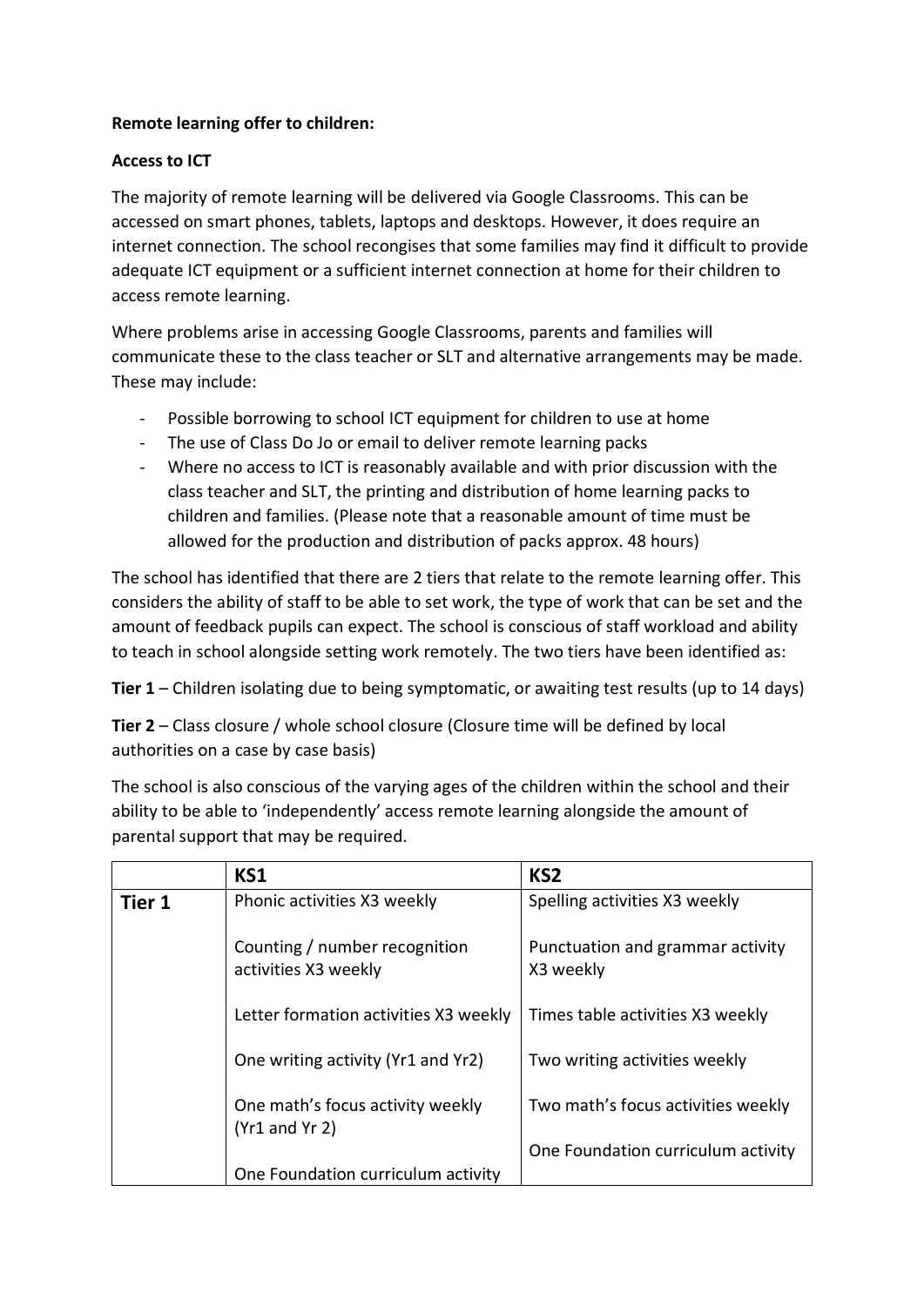**Remote learning offer to children:**

**Access to ICT**

The majority of remote learning will be delivered via Google Classrooms. This can be accessed on smart phones, tablets, laptops and desktops. However, it does require an internet connection. The school recongises that some families may find it difficult to provide adequate ICT equipment or a sufficient internet connection at home for their children to access remote learning.

Where problems arise in accessing Google Classrooms, parents and families will communicate these to the class teacher or SLT and alternative arrangements may be made. These may include:

- Possible borrowing to school ICT equipment for children to use at home
- The use of Class Do Jo or email to deliver remote learning packs
- Where no access to ICT is reasonably available and with prior discussion with the class teacher and SLT, the printing and distribution of home learning packs to children and families. (Please note that a reasonable amount of time must be allowed for the production and distribution of packs approx. 48 hours)

The school has identified that there are 2 tiers that relate to the remote learning offer. This considers the ability of staff to be able to set work, the type of work that can be set and the amount of feedback pupils can expect. The school is conscious of staff workload and ability to teach in school alongside setting work remotely. The two tiers have been identified as:

**Tier 1** – Children isolating due to being symptomatic, or awaiting test results (up to 14 days)

**Tier 2** – Class closure / whole school closure (Closure time will be defined by local authorities on a case by case basis)

The school is also conscious of the varying ages of the children within the school and their ability to be able to 'independently' access remote learning alongside the amount of parental support that may be required.

| | **KS1** | **KS2** |
|---|---|---|
| **Tier 1** | Phonic activities X3 weekly<br><br>Counting / number recognition activities X3 weekly<br><br>Letter formation activities X3 weekly<br><br>One writing activity (Yr1 and Yr2)<br><br>One math's focus activity weekly (Yr1 and Yr 2)<br><br>One Foundation curriculum activity | Spelling activities X3 weekly<br><br>Punctuation and grammar activity X3 weekly<br><br>Times table activities X3 weekly<br><br>Two writing activities weekly<br><br>Two math's focus activities weekly<br><br>One Foundation curriculum activity |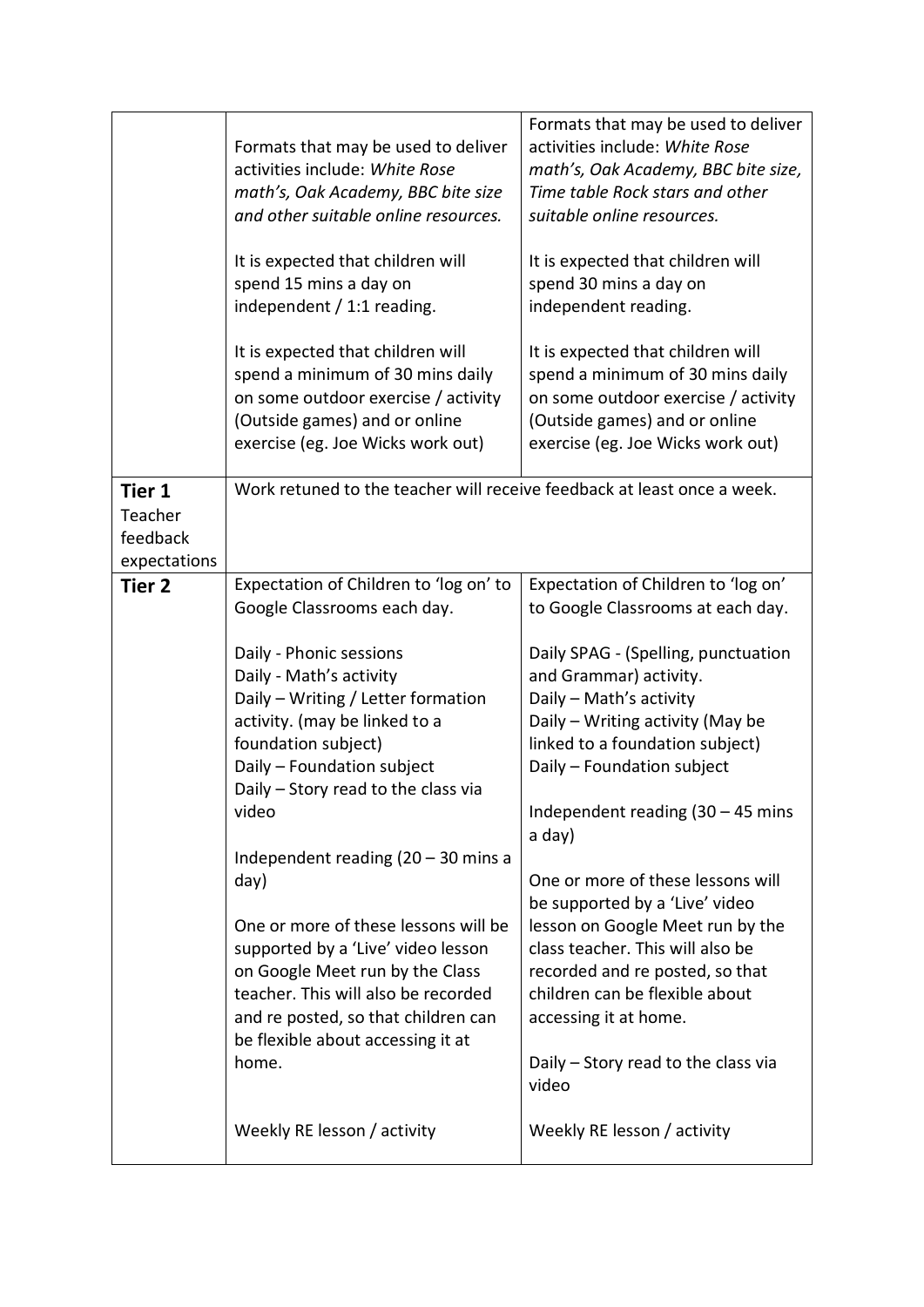| | | |
|---|---|---|
| | Formats that may be used to deliver activities include: *White Rose math's, Oak Academy, BBC bite size and other suitable online resources.*<br><br>It is expected that children will spend 15 mins a day on independent / 1:1 reading.<br><br>It is expected that children will spend a minimum of 30 mins daily on some outdoor exercise / activity (Outside games) and or online exercise (eg. Joe Wicks work out) | Formats that may be used to deliver activities include: *White Rose math's, Oak Academy, BBC bite size, Time table Rock stars and other suitable online resources.*<br><br>It is expected that children will spend 30 mins a day on independent reading.<br><br>It is expected that children will spend a minimum of 30 mins daily on some outdoor exercise / activity (Outside games) and or online exercise (eg. Joe Wicks work out) |
| **Tier 1** Teacher feedback expectations | Work retuned to the teacher will receive feedback at least once a week. | |
| **Tier 2** | Expectation of Children to 'log on' to Google Classrooms each day.<br><br>Daily - Phonic sessions<br>Daily - Math's activity<br>Daily – Writing / Letter formation activity. (may be linked to a foundation subject)<br>Daily – Foundation subject<br>Daily – Story read to the class via video<br><br>Independent reading (20 – 30 mins a day)<br><br>One or more of these lessons will be supported by a 'Live' video lesson on Google Meet run by the Class teacher. This will also be recorded and re posted, so that children can be flexible about accessing it at home.<br><br>Weekly RE lesson / activity | Expectation of Children to 'log on' to Google Classrooms at each day.<br><br>Daily SPAG - (Spelling, punctuation and Grammar) activity.<br>Daily – Math's activity<br>Daily – Writing activity (May be linked to a foundation subject)<br>Daily – Foundation subject<br><br>Independent reading (30 – 45 mins a day)<br><br>One or more of these lessons will be supported by a 'Live' video lesson on Google Meet run by the class teacher. This will also be recorded and re posted, so that children can be flexible about accessing it at home.<br><br>Daily – Story read to the class via video<br><br>Weekly RE lesson / activity |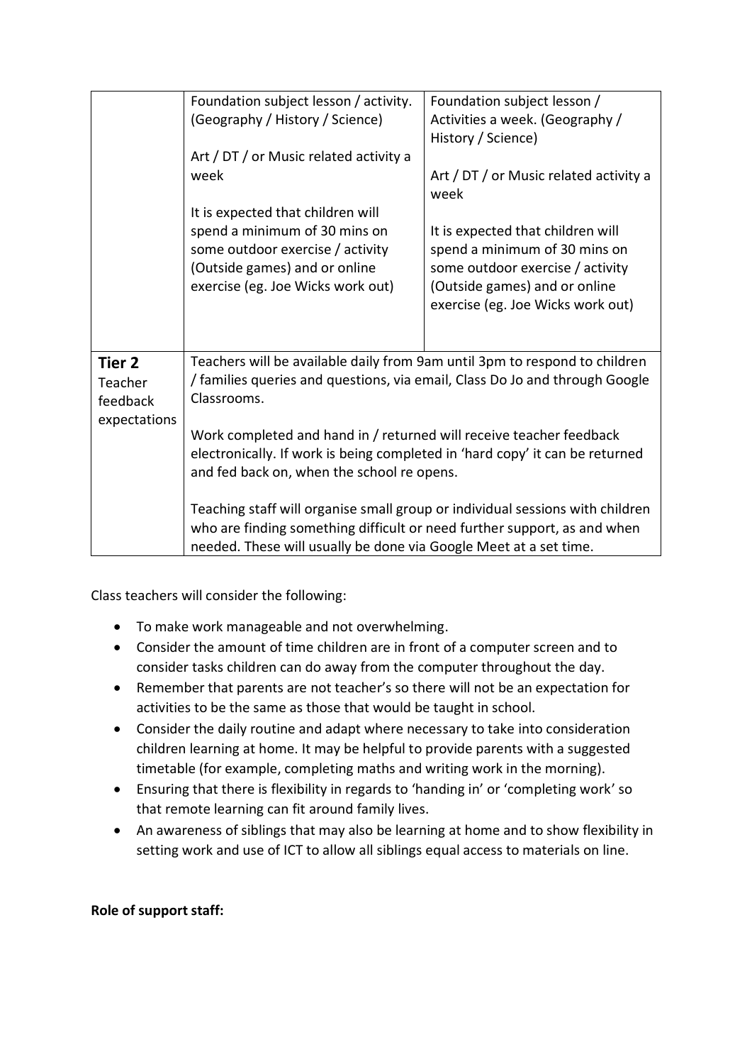| | | |
|---|---|---|
| | Foundation subject lesson / activity. (Geography / History / Science)<br><br>Art / DT / or Music related activity a week<br><br>It is expected that children will spend a minimum of 30 mins on some outdoor exercise / activity (Outside games) and or online exercise (eg. Joe Wicks work out) | Foundation subject lesson / Activities a week. (Geography / History / Science)<br><br>Art / DT / or Music related activity a week<br><br>It is expected that children will spend a minimum of 30 mins on some outdoor exercise / activity (Outside games) and or online exercise (eg. Joe Wicks work out) |
| **Tier 2** Teacher feedback expectations | Teachers will be available daily from 9am until 3pm to respond to children / families queries and questions, via email, Class Do Jo and through Google Classrooms.<br><br>Work completed and hand in / returned will receive teacher feedback electronically. If work is being completed in 'hard copy' it can be returned and fed back on, when the school re opens.<br><br>Teaching staff will organise small group or individual sessions with children who are finding something difficult or need further support, as and when needed. These will usually be done via Google Meet at a set time. | |

Class teachers will consider the following:

- To make work manageable and not overwhelming.
- Consider the amount of time children are in front of a computer screen and to consider tasks children can do away from the computer throughout the day.
- Remember that parents are not teacher's so there will not be an expectation for activities to be the same as those that would be taught in school.
- Consider the daily routine and adapt where necessary to take into consideration children learning at home. It may be helpful to provide parents with a suggested timetable (for example, completing maths and writing work in the morning).
- Ensuring that there is flexibility in regards to 'handing in' or 'completing work' so that remote learning can fit around family lives.
- An awareness of siblings that may also be learning at home and to show flexibility in setting work and use of ICT to allow all siblings equal access to materials on line.

**Role of support staff:**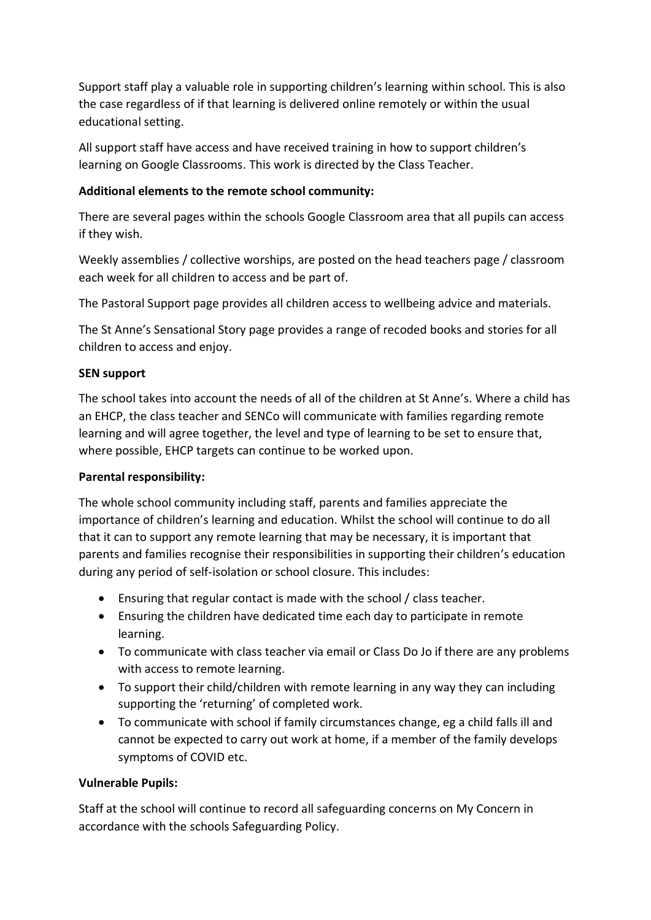Support staff play a valuable role in supporting children's learning within school. This is also the case regardless of if that learning is delivered online remotely or within the usual educational setting.

All support staff have access and have received training in how to support children's learning on Google Classrooms. This work is directed by the Class Teacher.

**Additional elements to the remote school community:**

There are several pages within the schools Google Classroom area that all pupils can access if they wish.

Weekly assemblies / collective worships, are posted on the head teachers page / classroom each week for all children to access and be part of.

The Pastoral Support page provides all children access to wellbeing advice and materials.

The St Anne's Sensational Story page provides a range of recoded books and stories for all children to access and enjoy.

**SEN support**

The school takes into account the needs of all of the children at St Anne's. Where a child has an EHCP, the class teacher and SENCo will communicate with families regarding remote learning and will agree together, the level and type of learning to be set to ensure that, where possible, EHCP targets can continue to be worked upon.

**Parental responsibility:**

The whole school community including staff, parents and families appreciate the importance of children's learning and education. Whilst the school will continue to do all that it can to support any remote learning that may be necessary, it is important that parents and families recognise their responsibilities in supporting their children's education during any period of self-isolation or school closure. This includes:

- Ensuring that regular contact is made with the school / class teacher.
- Ensuring the children have dedicated time each day to participate in remote learning.
- To communicate with class teacher via email or Class Do Jo if there are any problems with access to remote learning.
- To support their child/children with remote learning in any way they can including supporting the 'returning' of completed work.
- To communicate with school if family circumstances change, eg a child falls ill and cannot be expected to carry out work at home, if a member of the family develops symptoms of COVID etc.

**Vulnerable Pupils:**

Staff at the school will continue to record all safeguarding concerns on My Concern in accordance with the schools Safeguarding Policy.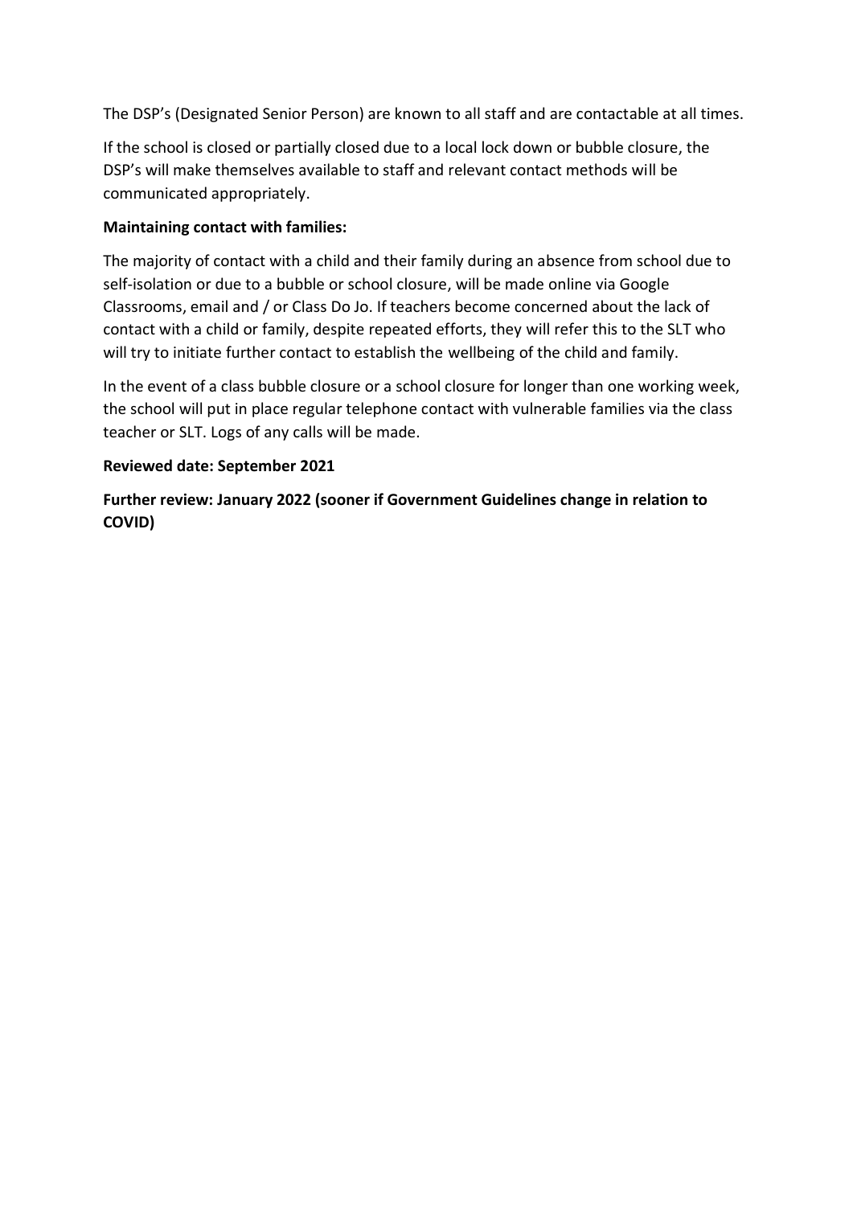The DSP's (Designated Senior Person) are known to all staff and are contactable at all times.

If the school is closed or partially closed due to a local lock down or bubble closure, the DSP's will make themselves available to staff and relevant contact methods will be communicated appropriately.

**Maintaining contact with families:**

The majority of contact with a child and their family during an absence from school due to self-isolation or due to a bubble or school closure, will be made online via Google Classrooms, email and / or Class Do Jo. If teachers become concerned about the lack of contact with a child or family, despite repeated efforts, they will refer this to the SLT who will try to initiate further contact to establish the wellbeing of the child and family.

In the event of a class bubble closure or a school closure for longer than one working week, the school will put in place regular telephone contact with vulnerable families via the class teacher or SLT. Logs of any calls will be made.

**Reviewed date: September 2021**

**Further review: January 2022 (sooner if Government Guidelines change in relation to COVID)**